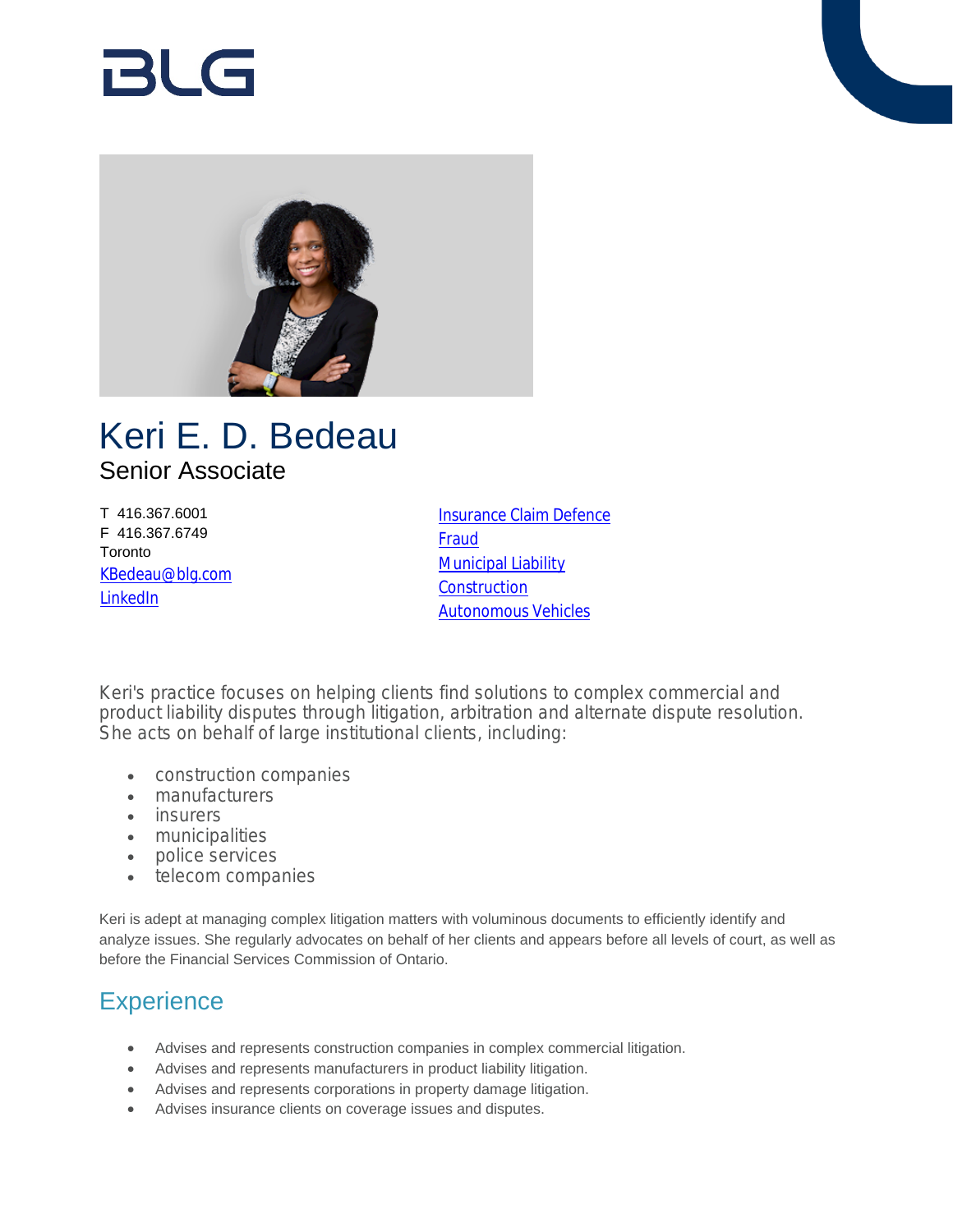BLG

# Keri E. D. Bedeau

Senior Associate

T 416.367.6001
F 416.367.6749
Toronto
KBedeau@blg.com
LinkedIn

Insurance Claim Defence
Fraud
Municipal Liability
Construction
Autonomous Vehicles

Keri's practice focuses on helping clients find solutions to complex commercial and product liability disputes through litigation, arbitration and alternate dispute resolution. She acts on behalf of large institutional clients, including:

- construction companies
- manufacturers
- insurers
- municipalities
- police services
- telecom companies

Keri is adept at managing complex litigation matters with voluminous documents to efficiently identify and analyze issues. She regularly advocates on behalf of her clients and appears before all levels of court, as well as before the Financial Services Commission of Ontario.

## Experience

- Advises and represents construction companies in complex commercial litigation.
- Advises and represents manufacturers in product liability litigation.
- Advises and represents corporations in property damage litigation.
- Advises insurance clients on coverage issues and disputes.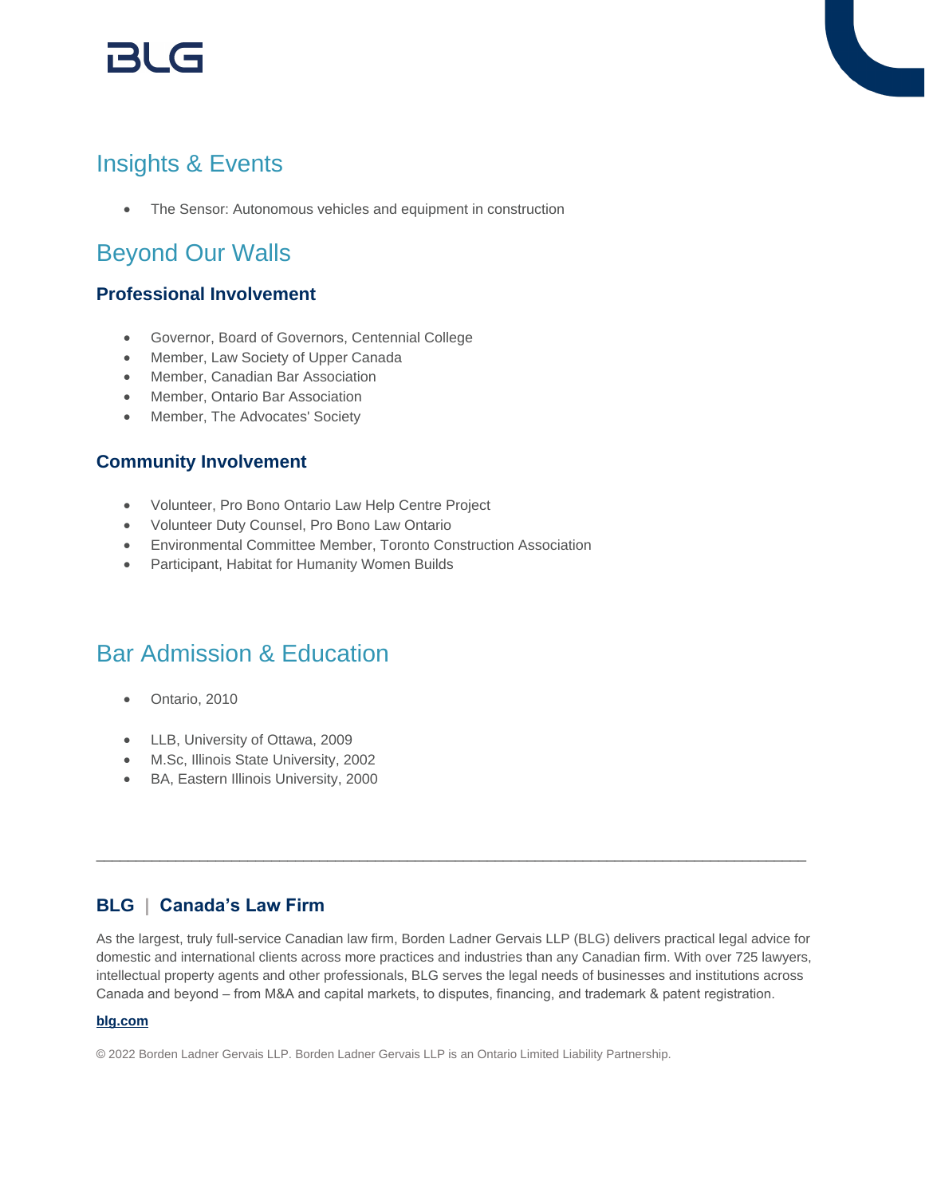## Insights & Events

- The Sensor: Autonomous vehicles and equipment in construction

## Beyond Our Walls

### Professional Involvement

- Governor, Board of Governors, Centennial College
- Member, Law Society of Upper Canada
- Member, Canadian Bar Association
- Member, Ontario Bar Association
- Member, The Advocates' Society

### Community Involvement

- Volunteer, Pro Bono Ontario Law Help Centre Project
- Volunteer Duty Counsel, Pro Bono Law Ontario
- Environmental Committee Member, Toronto Construction Association
- Participant, Habitat for Humanity Women Builds

## Bar Admission & Education

- Ontario, 2010

- LLB, University of Ottawa, 2009
- M.Sc, Illinois State University, 2002
- BA, Eastern Illinois University, 2000

---

### BLG | Canada's Law Firm

As the largest, truly full-service Canadian law firm, Borden Ladner Gervais LLP (BLG) delivers practical legal advice for domestic and international clients across more practices and industries than any Canadian firm. With over 725 lawyers, intellectual property agents and other professionals, BLG serves the legal needs of businesses and institutions across Canada and beyond – from M&A and capital markets, to disputes, financing, and trademark & patent registration.

**blg.com**

© 2022 Borden Ladner Gervais LLP. Borden Ladner Gervais LLP is an Ontario Limited Liability Partnership.